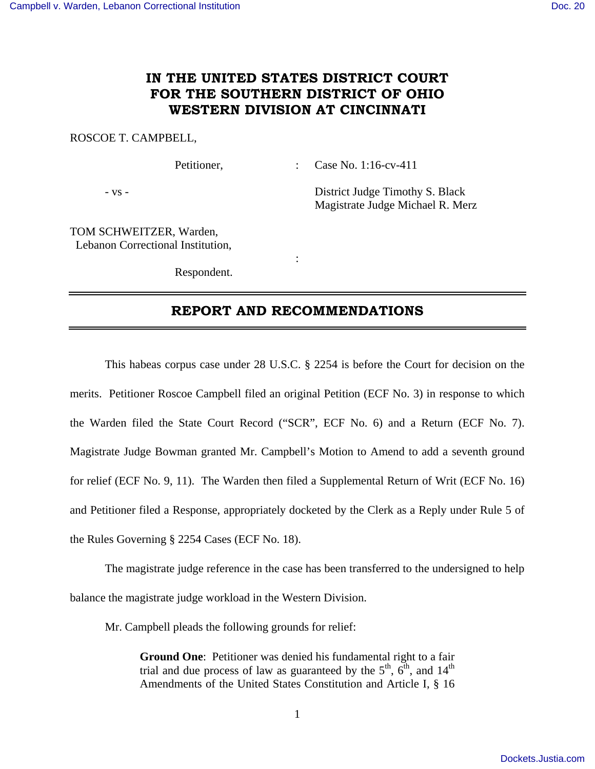# IN THE UNITED STATES DISTRICT COURT FOR THE SOUTHERN DISTRICT OF OHIO WESTERN DIVISION AT CINCINNATI

ROSCOE T. CAMPBELL,

Petitioner, : Case No. 1:16-cv-411

- vs - District Judge Timothy S. Black
Magistrate Judge Michael R. Merz

TOM SCHWEITZER, Warden,
Lebanon Correctional Institution,

:

Respondent.

---

## REPORT AND RECOMMENDATIONS

---

This habeas corpus case under 28 U.S.C. § 2254 is before the Court for decision on the merits. Petitioner Roscoe Campbell filed an original Petition (ECF No. 3) in response to which the Warden filed the State Court Record ("SCR", ECF No. 6) and a Return (ECF No. 7). Magistrate Judge Bowman granted Mr. Campbell's Motion to Amend to add a seventh ground for relief (ECF No. 9, 11). The Warden then filed a Supplemental Return of Writ (ECF No. 16) and Petitioner filed a Response, appropriately docketed by the Clerk as a Reply under Rule 5 of the Rules Governing § 2254 Cases (ECF No. 18).

The magistrate judge reference in the case has been transferred to the undersigned to help balance the magistrate judge workload in the Western Division.

Mr. Campbell pleads the following grounds for relief:

> **Ground One**: Petitioner was denied his fundamental right to a fair trial and due process of law as guaranteed by the 5th, 6th, and 14th Amendments of the United States Constitution and Article I, § 16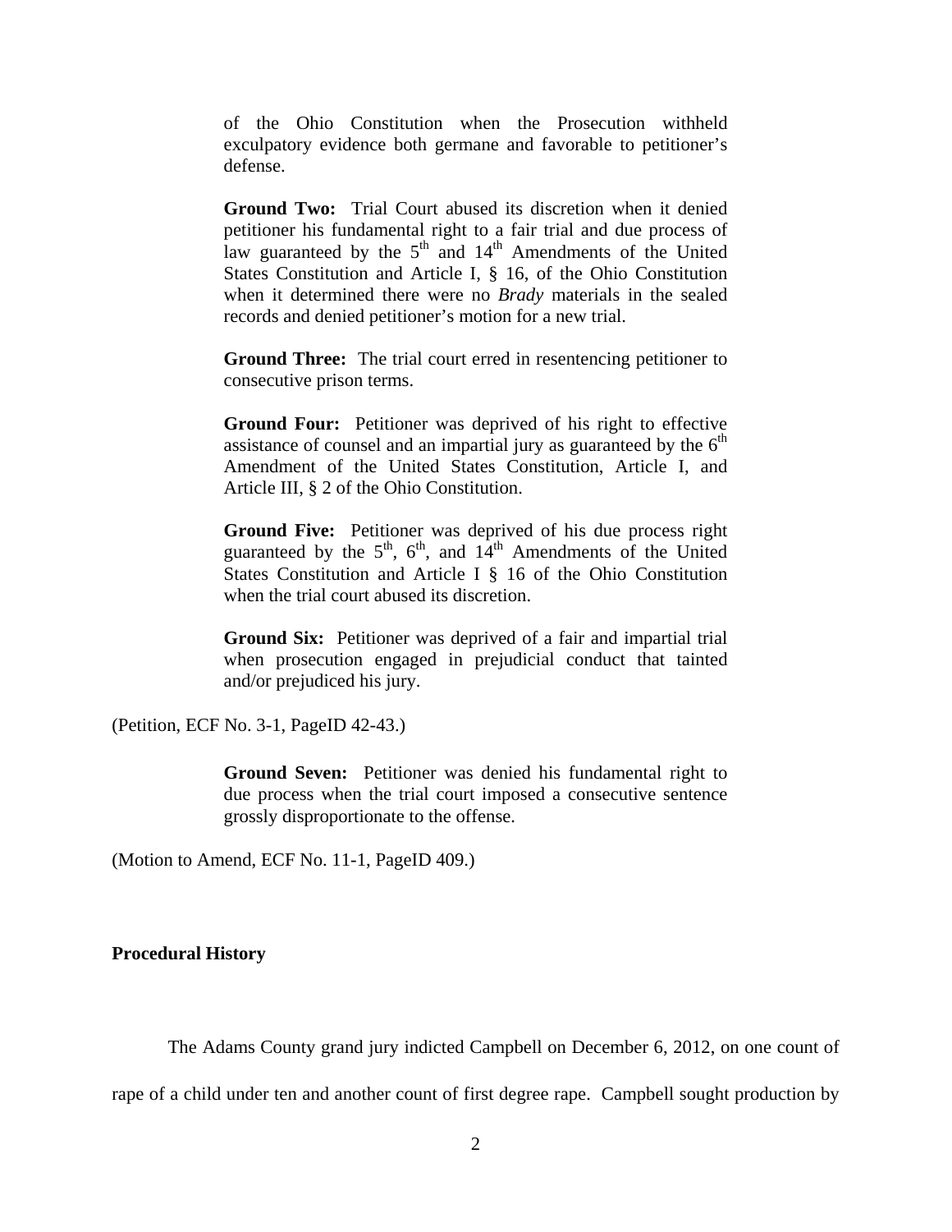> of the Ohio Constitution when the Prosecution withheld exculpatory evidence both germane and favorable to petitioner's defense.
>
> **Ground Two:** Trial Court abused its discretion when it denied petitioner his fundamental right to a fair trial and due process of law guaranteed by the 5th and 14th Amendments of the United States Constitution and Article I, § 16, of the Ohio Constitution when it determined there were no *Brady* materials in the sealed records and denied petitioner's motion for a new trial.
>
> **Ground Three:** The trial court erred in resentencing petitioner to consecutive prison terms.
>
> **Ground Four:** Petitioner was deprived of his right to effective assistance of counsel and an impartial jury as guaranteed by the 6th Amendment of the United States Constitution, Article I, and Article III, § 2 of the Ohio Constitution.
>
> **Ground Five:** Petitioner was deprived of his due process right guaranteed by the 5th, 6th, and 14th Amendments of the United States Constitution and Article I § 16 of the Ohio Constitution when the trial court abused its discretion.
>
> **Ground Six:** Petitioner was deprived of a fair and impartial trial when prosecution engaged in prejudicial conduct that tainted and/or prejudiced his jury.

(Petition, ECF No. 3-1, PageID 42-43.)

> **Ground Seven:** Petitioner was denied his fundamental right to due process when the trial court imposed a consecutive sentence grossly disproportionate to the offense.

(Motion to Amend, ECF No. 11-1, PageID 409.)

## Procedural History

The Adams County grand jury indicted Campbell on December 6, 2012, on one count of rape of a child under ten and another count of first degree rape. Campbell sought production by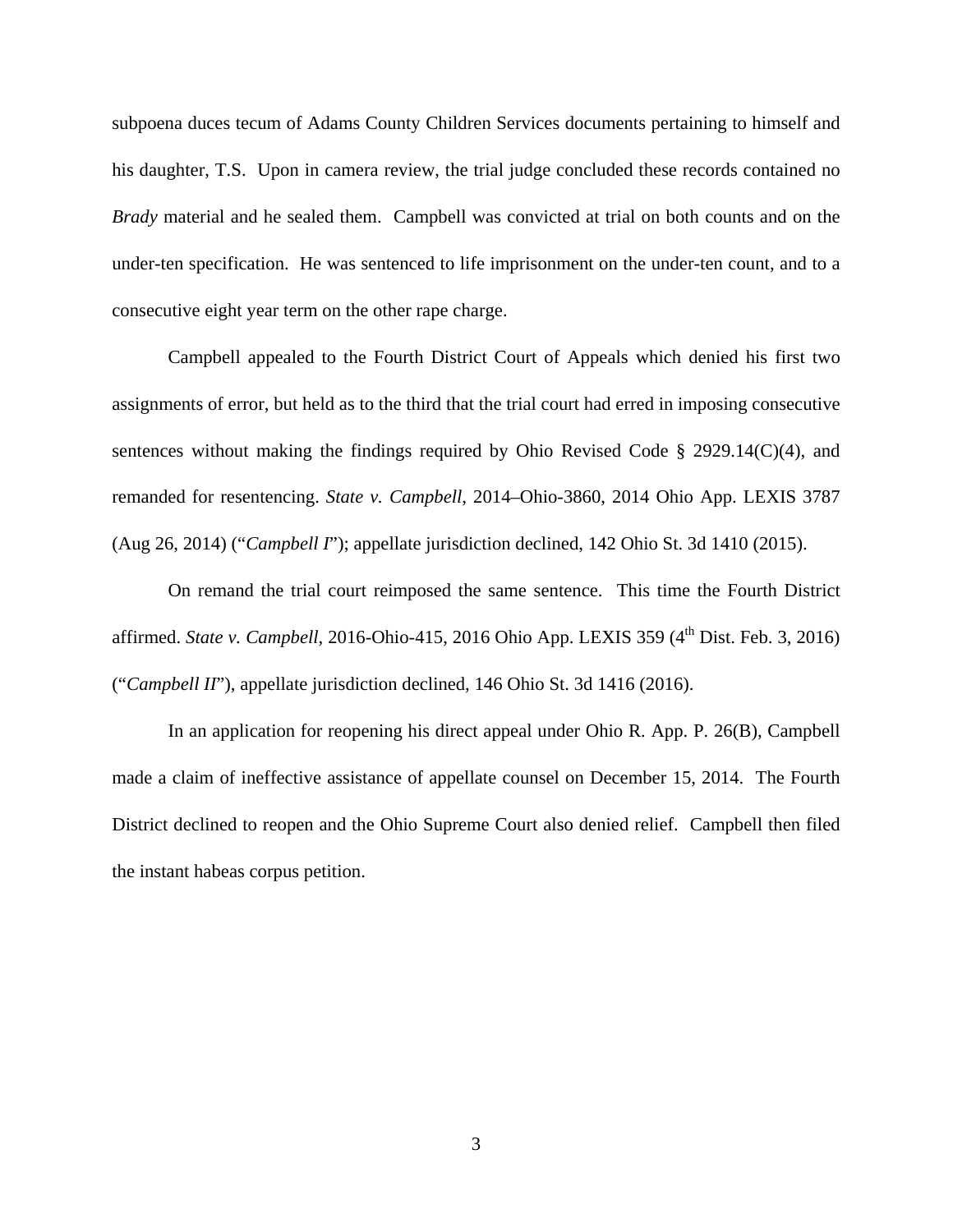subpoena duces tecum of Adams County Children Services documents pertaining to himself and his daughter, T.S. Upon in camera review, the trial judge concluded these records contained no *Brady* material and he sealed them. Campbell was convicted at trial on both counts and on the under-ten specification. He was sentenced to life imprisonment on the under-ten count, and to a consecutive eight year term on the other rape charge.

Campbell appealed to the Fourth District Court of Appeals which denied his first two assignments of error, but held as to the third that the trial court had erred in imposing consecutive sentences without making the findings required by Ohio Revised Code § 2929.14(C)(4), and remanded for resentencing. *State v. Campbell*, 2014–Ohio-3860, 2014 Ohio App. LEXIS 3787 (Aug 26, 2014) ("*Campbell I*"); appellate jurisdiction declined, 142 Ohio St. 3d 1410 (2015).

On remand the trial court reimposed the same sentence. This time the Fourth District affirmed. *State v. Campbell*, 2016-Ohio-415, 2016 Ohio App. LEXIS 359 (4th Dist. Feb. 3, 2016) ("*Campbell II*"), appellate jurisdiction declined, 146 Ohio St. 3d 1416 (2016).

In an application for reopening his direct appeal under Ohio R. App. P. 26(B), Campbell made a claim of ineffective assistance of appellate counsel on December 15, 2014. The Fourth District declined to reopen and the Ohio Supreme Court also denied relief. Campbell then filed the instant habeas corpus petition.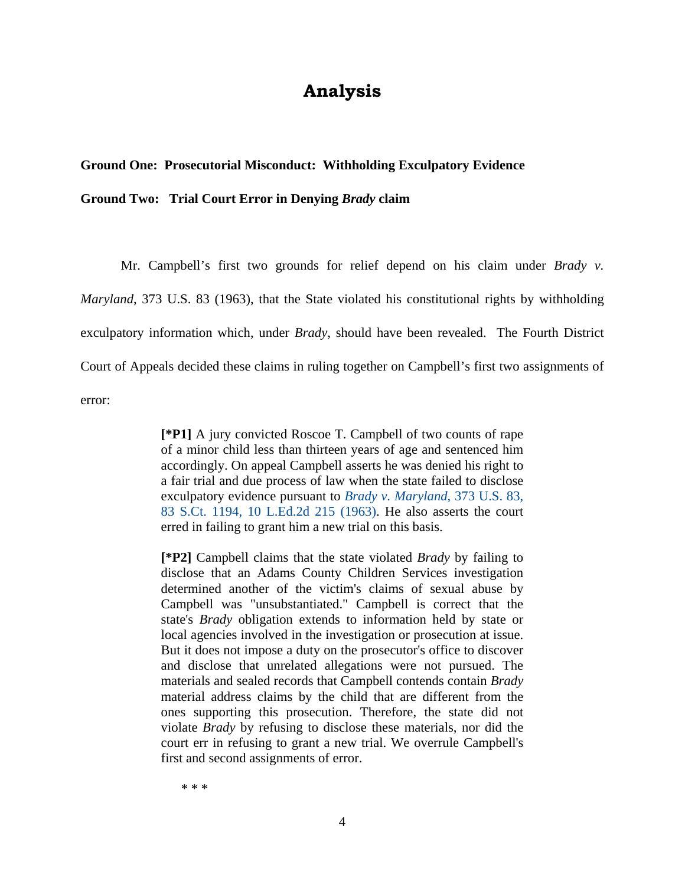# Analysis

**Ground One: Prosecutorial Misconduct: Withholding Exculpatory Evidence**

**Ground Two: Trial Court Error in Denying *Brady* claim**

Mr. Campbell's first two grounds for relief depend on his claim under *Brady v. Maryland*, 373 U.S. 83 (1963), that the State violated his constitutional rights by withholding exculpatory information which, under *Brady*, should have been revealed. The Fourth District Court of Appeals decided these claims in ruling together on Campbell's first two assignments of error:

> **[*P1]** A jury convicted Roscoe T. Campbell of two counts of rape of a minor child less than thirteen years of age and sentenced him accordingly. On appeal Campbell asserts he was denied his right to a fair trial and due process of law when the state failed to disclose exculpatory evidence pursuant to *Brady v. Maryland*, 373 U.S. 83, 83 S.Ct. 1194, 10 L.Ed.2d 215 (1963). He also asserts the court erred in failing to grant him a new trial on this basis.
>
> **[*P2]** Campbell claims that the state violated *Brady* by failing to disclose that an Adams County Children Services investigation determined another of the victim's claims of sexual abuse by Campbell was "unsubstantiated." Campbell is correct that the state's *Brady* obligation extends to information held by state or local agencies involved in the investigation or prosecution at issue. But it does not impose a duty on the prosecutor's office to discover and disclose that unrelated allegations were not pursued. The materials and sealed records that Campbell contends contain *Brady* material address claims by the child that are different from the ones supporting this prosecution. Therefore, the state did not violate *Brady* by refusing to disclose these materials, nor did the court err in refusing to grant a new trial. We overrule Campbell's first and second assignments of error.
>
> \* \* \*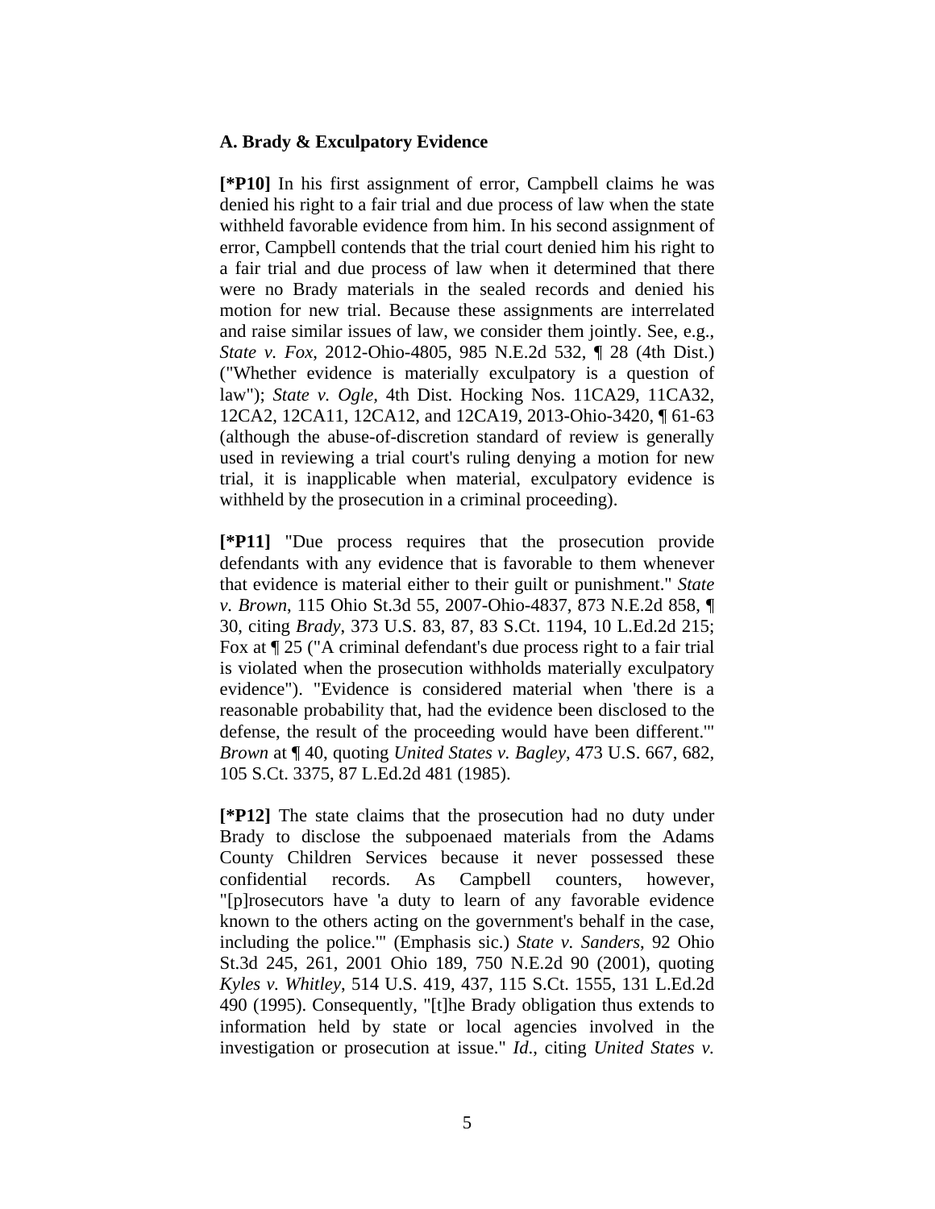**A. Brady & Exculpatory Evidence**

**[*P10]** In his first assignment of error, Campbell claims he was denied his right to a fair trial and due process of law when the state withheld favorable evidence from him. In his second assignment of error, Campbell contends that the trial court denied him his right to a fair trial and due process of law when it determined that there were no Brady materials in the sealed records and denied his motion for new trial. Because these assignments are interrelated and raise similar issues of law, we consider them jointly. See, e.g., *State v. Fox*, 2012-Ohio-4805, 985 N.E.2d 532, ¶ 28 (4th Dist.) ("Whether evidence is materially exculpatory is a question of law"); *State v. Ogle*, 4th Dist. Hocking Nos. 11CA29, 11CA32, 12CA2, 12CA11, 12CA12, and 12CA19, 2013-Ohio-3420, ¶ 61-63 (although the abuse-of-discretion standard of review is generally used in reviewing a trial court's ruling denying a motion for new trial, it is inapplicable when material, exculpatory evidence is withheld by the prosecution in a criminal proceeding).

**[*P11]** "Due process requires that the prosecution provide defendants with any evidence that is favorable to them whenever that evidence is material either to their guilt or punishment." *State v. Brown*, 115 Ohio St.3d 55, 2007-Ohio-4837, 873 N.E.2d 858, ¶ 30, citing *Brady*, 373 U.S. 83, 87, 83 S.Ct. 1194, 10 L.Ed.2d 215; Fox at ¶ 25 ("A criminal defendant's due process right to a fair trial is violated when the prosecution withholds materially exculpatory evidence"). "Evidence is considered material when 'there is a reasonable probability that, had the evidence been disclosed to the defense, the result of the proceeding would have been different.'" *Brown* at ¶ 40, quoting *United States v. Bagley*, 473 U.S. 667, 682, 105 S.Ct. 3375, 87 L.Ed.2d 481 (1985).

**[*P12]** The state claims that the prosecution had no duty under Brady to disclose the subpoenaed materials from the Adams County Children Services because it never possessed these confidential records. As Campbell counters, however, "[p]rosecutors have 'a duty to learn of any favorable evidence known to the others acting on the government's behalf in the case, including the police.'" (Emphasis sic.) *State v. Sanders*, 92 Ohio St.3d 245, 261, 2001 Ohio 189, 750 N.E.2d 90 (2001), quoting *Kyles v. Whitley*, 514 U.S. 419, 437, 115 S.Ct. 1555, 131 L.Ed.2d 490 (1995). Consequently, "[t]he Brady obligation thus extends to information held by state or local agencies involved in the investigation or prosecution at issue." *Id*., citing *United States v.*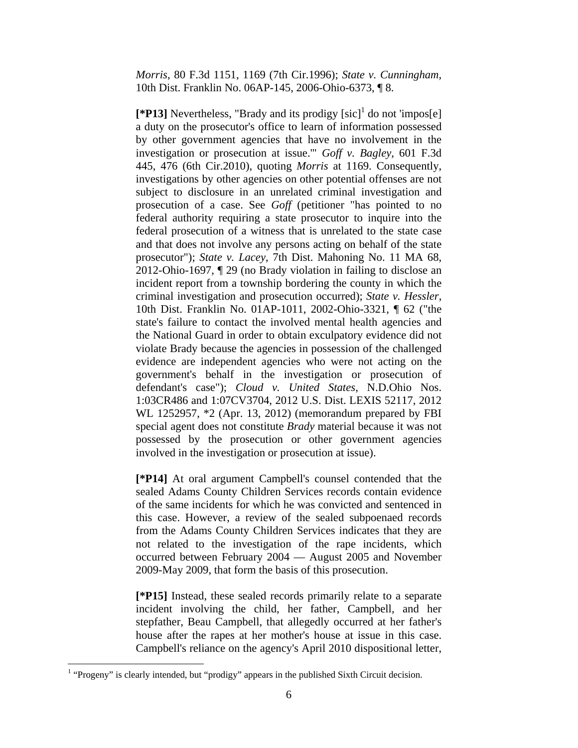*Morris*, 80 F.3d 1151, 1169 (7th Cir.1996); *State v. Cunningham*, 10th Dist. Franklin No. 06AP-145, 2006-Ohio-6373, ¶ 8.

**[*P13]** Nevertheless, "Brady and its prodigy [sic][1] do not 'impos[e] a duty on the prosecutor's office to learn of information possessed by other government agencies that have no involvement in the investigation or prosecution at issue.'" *Goff v. Bagley*, 601 F.3d 445, 476 (6th Cir.2010), quoting *Morris* at 1169. Consequently, investigations by other agencies on other potential offenses are not subject to disclosure in an unrelated criminal investigation and prosecution of a case. See *Goff* (petitioner "has pointed to no federal authority requiring a state prosecutor to inquire into the federal prosecution of a witness that is unrelated to the state case and that does not involve any persons acting on behalf of the state prosecutor"); *State v. Lacey*, 7th Dist. Mahoning No. 11 MA 68, 2012-Ohio-1697, ¶ 29 (no Brady violation in failing to disclose an incident report from a township bordering the county in which the criminal investigation and prosecution occurred); *State v. Hessler*, 10th Dist. Franklin No. 01AP-1011, 2002-Ohio-3321, ¶ 62 ("the state's failure to contact the involved mental health agencies and the National Guard in order to obtain exculpatory evidence did not violate Brady because the agencies in possession of the challenged evidence are independent agencies who were not acting on the government's behalf in the investigation or prosecution of defendant's case"); *Cloud v. United States*, N.D.Ohio Nos. 1:03CR486 and 1:07CV3704, 2012 U.S. Dist. LEXIS 52117, 2012 WL 1252957, *2 (Apr. 13, 2012) (memorandum prepared by FBI special agent does not constitute *Brady* material because it was not possessed by the prosecution or other government agencies involved in the investigation or prosecution at issue).

**[*P14]** At oral argument Campbell's counsel contended that the sealed Adams County Children Services records contain evidence of the same incidents for which he was convicted and sentenced in this case. However, a review of the sealed subpoenaed records from the Adams County Children Services indicates that they are not related to the investigation of the rape incidents, which occurred between February 2004 — August 2005 and November 2009-May 2009, that form the basis of this prosecution.

**[*P15]** Instead, these sealed records primarily relate to a separate incident involving the child, her father, Campbell, and her stepfather, Beau Campbell, that allegedly occurred at her father's house after the rapes at her mother's house at issue in this case. Campbell's reliance on the agency's April 2010 dispositional letter,

[1] "Progeny" is clearly intended, but "prodigy" appears in the published Sixth Circuit decision.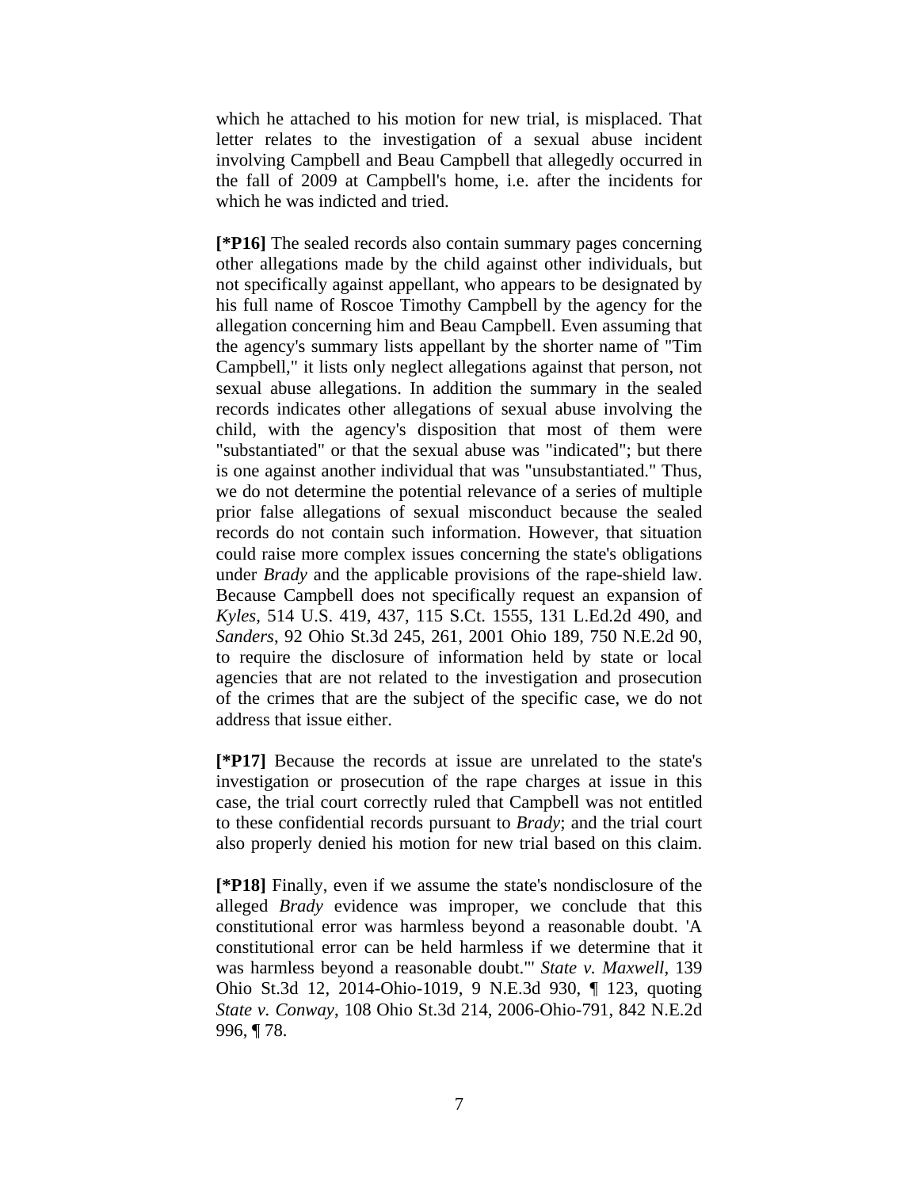which he attached to his motion for new trial, is misplaced. That letter relates to the investigation of a sexual abuse incident involving Campbell and Beau Campbell that allegedly occurred in the fall of 2009 at Campbell's home, i.e. after the incidents for which he was indicted and tried.

**[*P16]** The sealed records also contain summary pages concerning other allegations made by the child against other individuals, but not specifically against appellant, who appears to be designated by his full name of Roscoe Timothy Campbell by the agency for the allegation concerning him and Beau Campbell. Even assuming that the agency's summary lists appellant by the shorter name of "Tim Campbell," it lists only neglect allegations against that person, not sexual abuse allegations. In addition the summary in the sealed records indicates other allegations of sexual abuse involving the child, with the agency's disposition that most of them were "substantiated" or that the sexual abuse was "indicated"; but there is one against another individual that was "unsubstantiated." Thus, we do not determine the potential relevance of a series of multiple prior false allegations of sexual misconduct because the sealed records do not contain such information. However, that situation could raise more complex issues concerning the state's obligations under *Brady* and the applicable provisions of the rape-shield law. Because Campbell does not specifically request an expansion of *Kyles*, 514 U.S. 419, 437, 115 S.Ct. 1555, 131 L.Ed.2d 490, and *Sanders*, 92 Ohio St.3d 245, 261, 2001 Ohio 189, 750 N.E.2d 90, to require the disclosure of information held by state or local agencies that are not related to the investigation and prosecution of the crimes that are the subject of the specific case, we do not address that issue either.

**[*P17]** Because the records at issue are unrelated to the state's investigation or prosecution of the rape charges at issue in this case, the trial court correctly ruled that Campbell was not entitled to these confidential records pursuant to *Brady*; and the trial court also properly denied his motion for new trial based on this claim.

**[*P18]** Finally, even if we assume the state's nondisclosure of the alleged *Brady* evidence was improper, we conclude that this constitutional error was harmless beyond a reasonable doubt. 'A constitutional error can be held harmless if we determine that it was harmless beyond a reasonable doubt.'" *State v. Maxwell*, 139 Ohio St.3d 12, 2014-Ohio-1019, 9 N.E.3d 930, ¶ 123, quoting *State v. Conway*, 108 Ohio St.3d 214, 2006-Ohio-791, 842 N.E.2d 996, ¶ 78.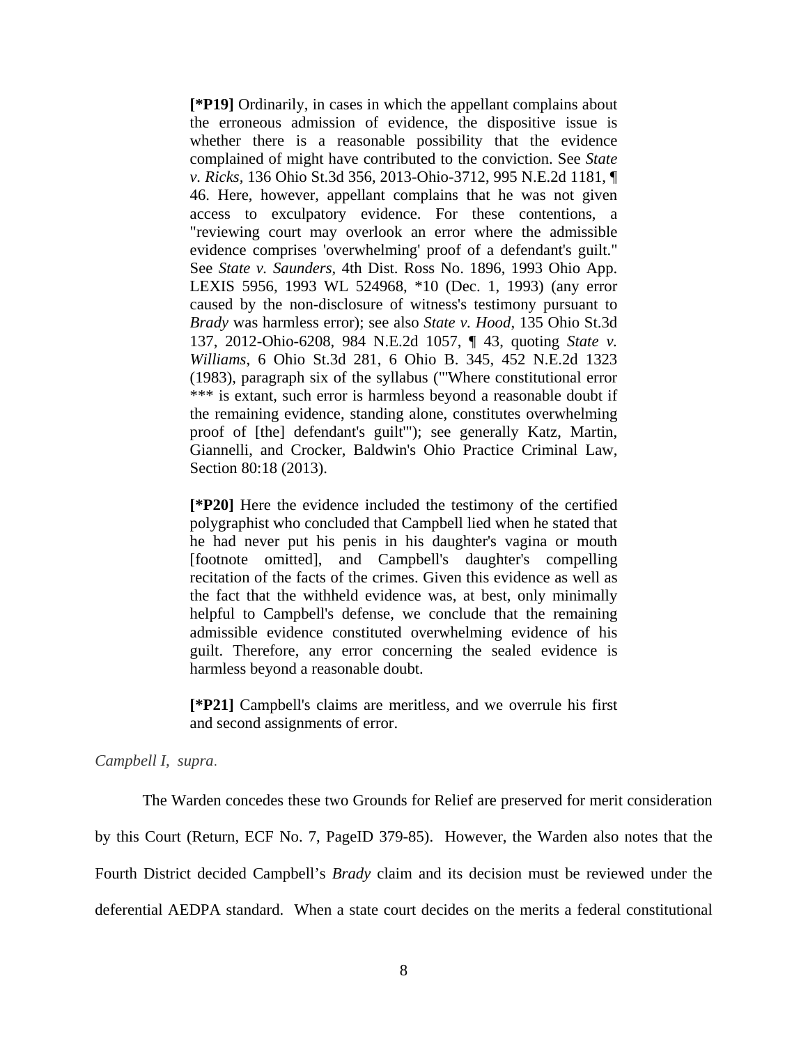> **[*P19]** Ordinarily, in cases in which the appellant complains about the erroneous admission of evidence, the dispositive issue is whether there is a reasonable possibility that the evidence complained of might have contributed to the conviction. See *State v. Ricks*, 136 Ohio St.3d 356, 2013-Ohio-3712, 995 N.E.2d 1181, ¶ 46. Here, however, appellant complains that he was not given access to exculpatory evidence. For these contentions, a "reviewing court may overlook an error where the admissible evidence comprises 'overwhelming' proof of a defendant's guilt." See *State v. Saunders*, 4th Dist. Ross No. 1896, 1993 Ohio App. LEXIS 5956, 1993 WL 524968, *10 (Dec. 1, 1993) (any error caused by the non-disclosure of witness's testimony pursuant to *Brady* was harmless error); see also *State v. Hood*, 135 Ohio St.3d 137, 2012-Ohio-6208, 984 N.E.2d 1057, ¶ 43, quoting *State v. Williams*, 6 Ohio St.3d 281, 6 Ohio B. 345, 452 N.E.2d 1323 (1983), paragraph six of the syllabus ("'Where constitutional error *** is extant, such error is harmless beyond a reasonable doubt if the remaining evidence, standing alone, constitutes overwhelming proof of [the] defendant's guilt'"); see generally Katz, Martin, Giannelli, and Crocker, Baldwin's Ohio Practice Criminal Law, Section 80:18 (2013).
>
> **[*P20]** Here the evidence included the testimony of the certified polygraphist who concluded that Campbell lied when he stated that he had never put his penis in his daughter's vagina or mouth [footnote omitted], and Campbell's daughter's compelling recitation of the facts of the crimes. Given this evidence as well as the fact that the withheld evidence was, at best, only minimally helpful to Campbell's defense, we conclude that the remaining admissible evidence constituted overwhelming evidence of his guilt. Therefore, any error concerning the sealed evidence is harmless beyond a reasonable doubt.
>
> **[*P21]** Campbell's claims are meritless, and we overrule his first and second assignments of error.

*Campbell I, supra*.

The Warden concedes these two Grounds for Relief are preserved for merit consideration by this Court (Return, ECF No. 7, PageID 379-85). However, the Warden also notes that the Fourth District decided Campbell's *Brady* claim and its decision must be reviewed under the deferential AEDPA standard. When a state court decides on the merits a federal constitutional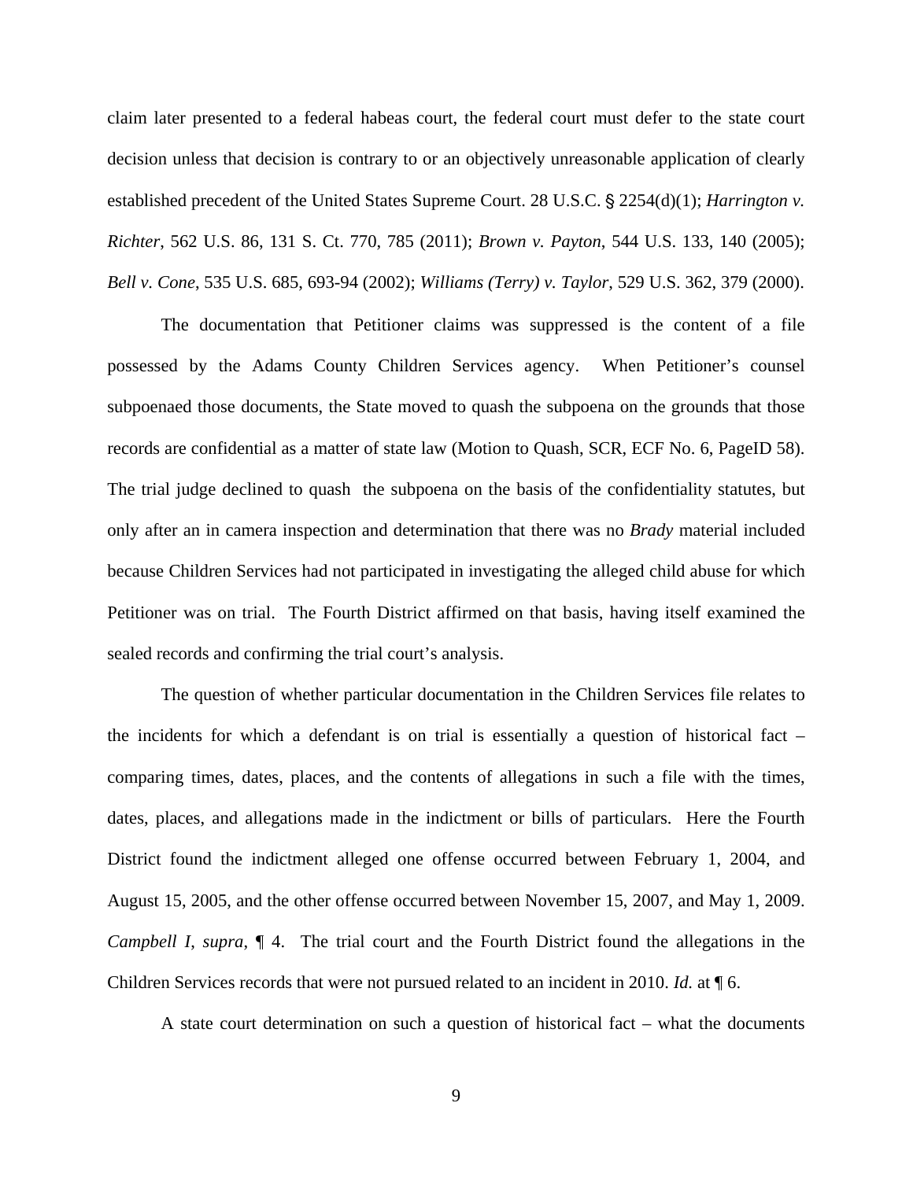claim later presented to a federal habeas court, the federal court must defer to the state court decision unless that decision is contrary to or an objectively unreasonable application of clearly established precedent of the United States Supreme Court. 28 U.S.C. § 2254(d)(1); *Harrington v. Richter*, 562 U.S. 86, 131 S. Ct. 770, 785 (2011); *Brown v. Payton*, 544 U.S. 133, 140 (2005); *Bell v. Cone*, 535 U.S. 685, 693-94 (2002); *Williams (Terry) v. Taylor*, 529 U.S. 362, 379 (2000).

The documentation that Petitioner claims was suppressed is the content of a file possessed by the Adams County Children Services agency. When Petitioner's counsel subpoenaed those documents, the State moved to quash the subpoena on the grounds that those records are confidential as a matter of state law (Motion to Quash, SCR, ECF No. 6, PageID 58). The trial judge declined to quash the subpoena on the basis of the confidentiality statutes, but only after an in camera inspection and determination that there was no *Brady* material included because Children Services had not participated in investigating the alleged child abuse for which Petitioner was on trial. The Fourth District affirmed on that basis, having itself examined the sealed records and confirming the trial court's analysis.

The question of whether particular documentation in the Children Services file relates to the incidents for which a defendant is on trial is essentially a question of historical fact – comparing times, dates, places, and the contents of allegations in such a file with the times, dates, places, and allegations made in the indictment or bills of particulars. Here the Fourth District found the indictment alleged one offense occurred between February 1, 2004, and August 15, 2005, and the other offense occurred between November 15, 2007, and May 1, 2009. *Campbell I*, *supra*, ¶ 4. The trial court and the Fourth District found the allegations in the Children Services records that were not pursued related to an incident in 2010. *Id.* at ¶ 6.

A state court determination on such a question of historical fact – what the documents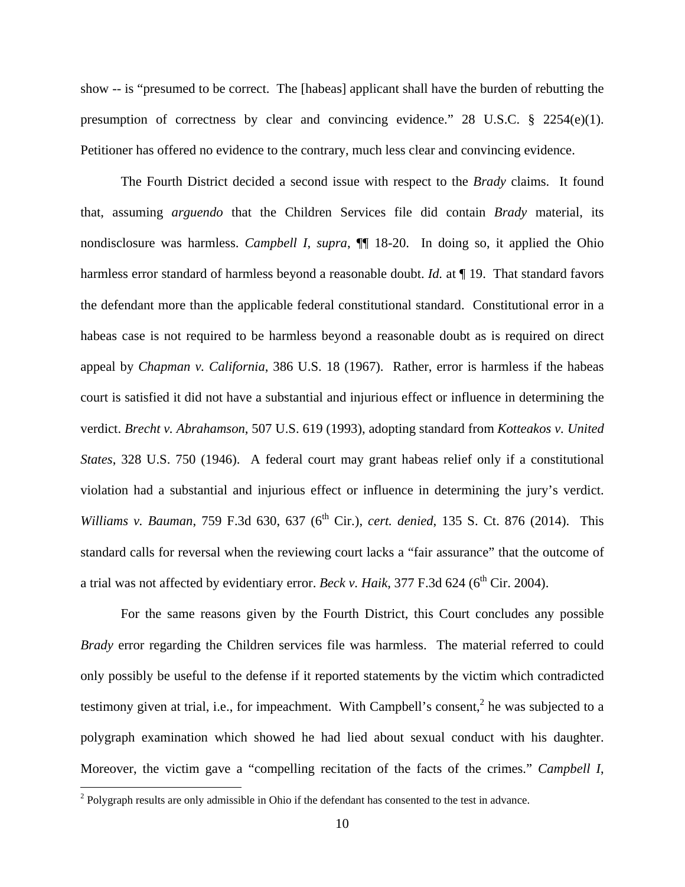show -- is "presumed to be correct. The [habeas] applicant shall have the burden of rebutting the presumption of correctness by clear and convincing evidence." 28 U.S.C. § 2254(e)(1). Petitioner has offered no evidence to the contrary, much less clear and convincing evidence.

The Fourth District decided a second issue with respect to the *Brady* claims. It found that, assuming *arguendo* that the Children Services file did contain *Brady* material, its nondisclosure was harmless. *Campbell I*, *supra*, ¶¶ 18-20. In doing so, it applied the Ohio harmless error standard of harmless beyond a reasonable doubt. *Id.* at ¶ 19. That standard favors the defendant more than the applicable federal constitutional standard. Constitutional error in a habeas case is not required to be harmless beyond a reasonable doubt as is required on direct appeal by *Chapman v. California*, 386 U.S. 18 (1967). Rather, error is harmless if the habeas court is satisfied it did not have a substantial and injurious effect or influence in determining the verdict. *Brecht v. Abrahamson*, 507 U.S. 619 (1993), adopting standard from *Kotteakos v. United States*, 328 U.S. 750 (1946). A federal court may grant habeas relief only if a constitutional violation had a substantial and injurious effect or influence in determining the jury's verdict. *Williams v. Bauman*, 759 F.3d 630, 637 (6th Cir.), *cert. denied*, 135 S. Ct. 876 (2014). This standard calls for reversal when the reviewing court lacks a "fair assurance" that the outcome of a trial was not affected by evidentiary error. *Beck v. Haik*, 377 F.3d 624 (6th Cir. 2004).

For the same reasons given by the Fourth District, this Court concludes any possible *Brady* error regarding the Children services file was harmless. The material referred to could only possibly be useful to the defense if it reported statements by the victim which contradicted testimony given at trial, i.e., for impeachment. With Campbell's consent,[2] he was subjected to a polygraph examination which showed he had lied about sexual conduct with his daughter. Moreover, the victim gave a "compelling recitation of the facts of the crimes." *Campbell I*,

[2] Polygraph results are only admissible in Ohio if the defendant has consented to the test in advance.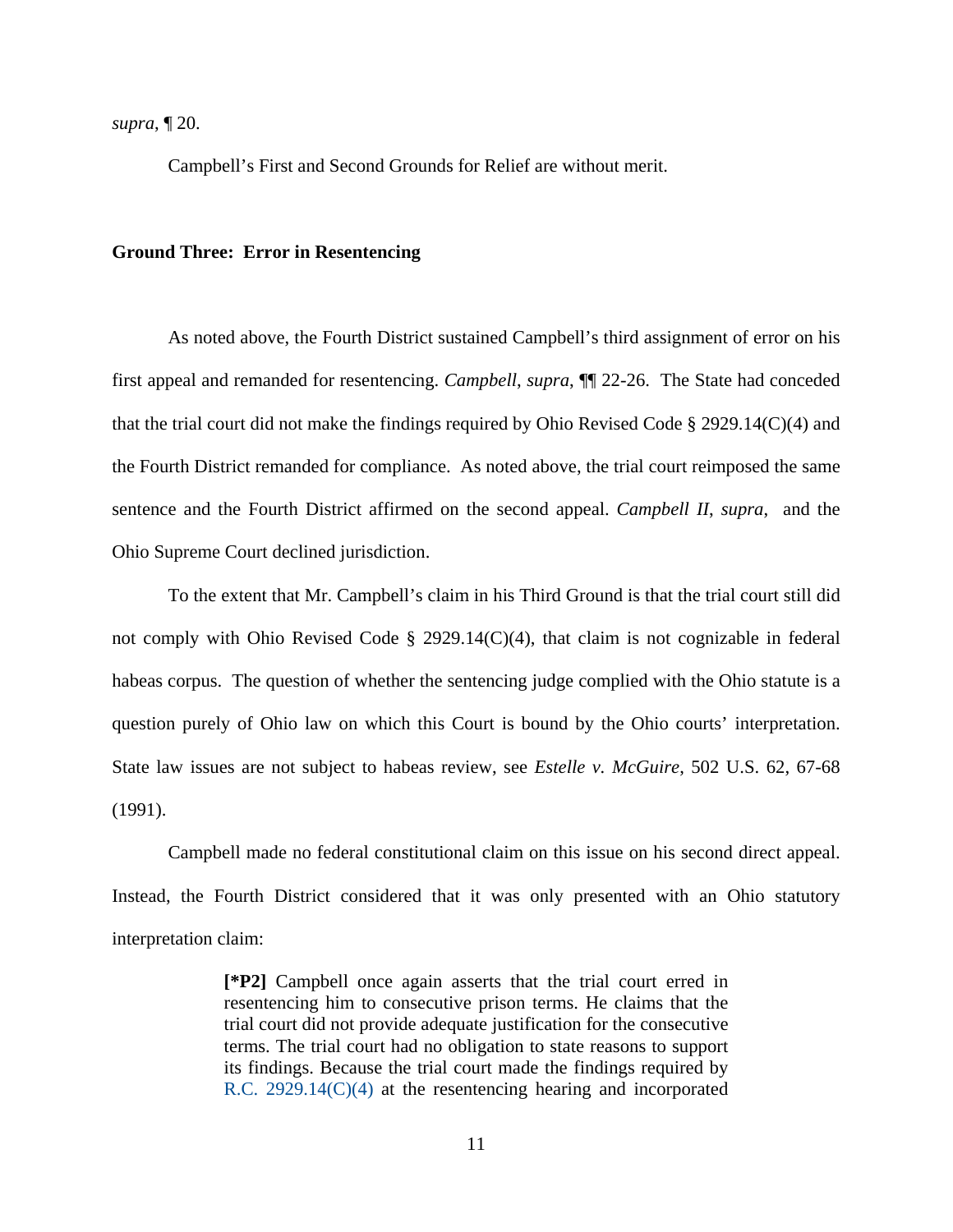*supra*, ¶ 20.

Campbell's First and Second Grounds for Relief are without merit.

**Ground Three: Error in Resentencing**

As noted above, the Fourth District sustained Campbell's third assignment of error on his first appeal and remanded for resentencing. *Campbell*, *supra*, ¶¶ 22-26. The State had conceded that the trial court did not make the findings required by Ohio Revised Code § 2929.14(C)(4) and the Fourth District remanded for compliance. As noted above, the trial court reimposed the same sentence and the Fourth District affirmed on the second appeal. *Campbell II*, *supra*, and the Ohio Supreme Court declined jurisdiction.

To the extent that Mr. Campbell's claim in his Third Ground is that the trial court still did not comply with Ohio Revised Code § 2929.14(C)(4), that claim is not cognizable in federal habeas corpus. The question of whether the sentencing judge complied with the Ohio statute is a question purely of Ohio law on which this Court is bound by the Ohio courts' interpretation. State law issues are not subject to habeas review, see *Estelle v. McGuire*, 502 U.S. 62, 67-68 (1991).

Campbell made no federal constitutional claim on this issue on his second direct appeal. Instead, the Fourth District considered that it was only presented with an Ohio statutory interpretation claim:

> **[*P2]** Campbell once again asserts that the trial court erred in resentencing him to consecutive prison terms. He claims that the trial court did not provide adequate justification for the consecutive terms. The trial court had no obligation to state reasons to support its findings. Because the trial court made the findings required by R.C. 2929.14(C)(4) at the resentencing hearing and incorporated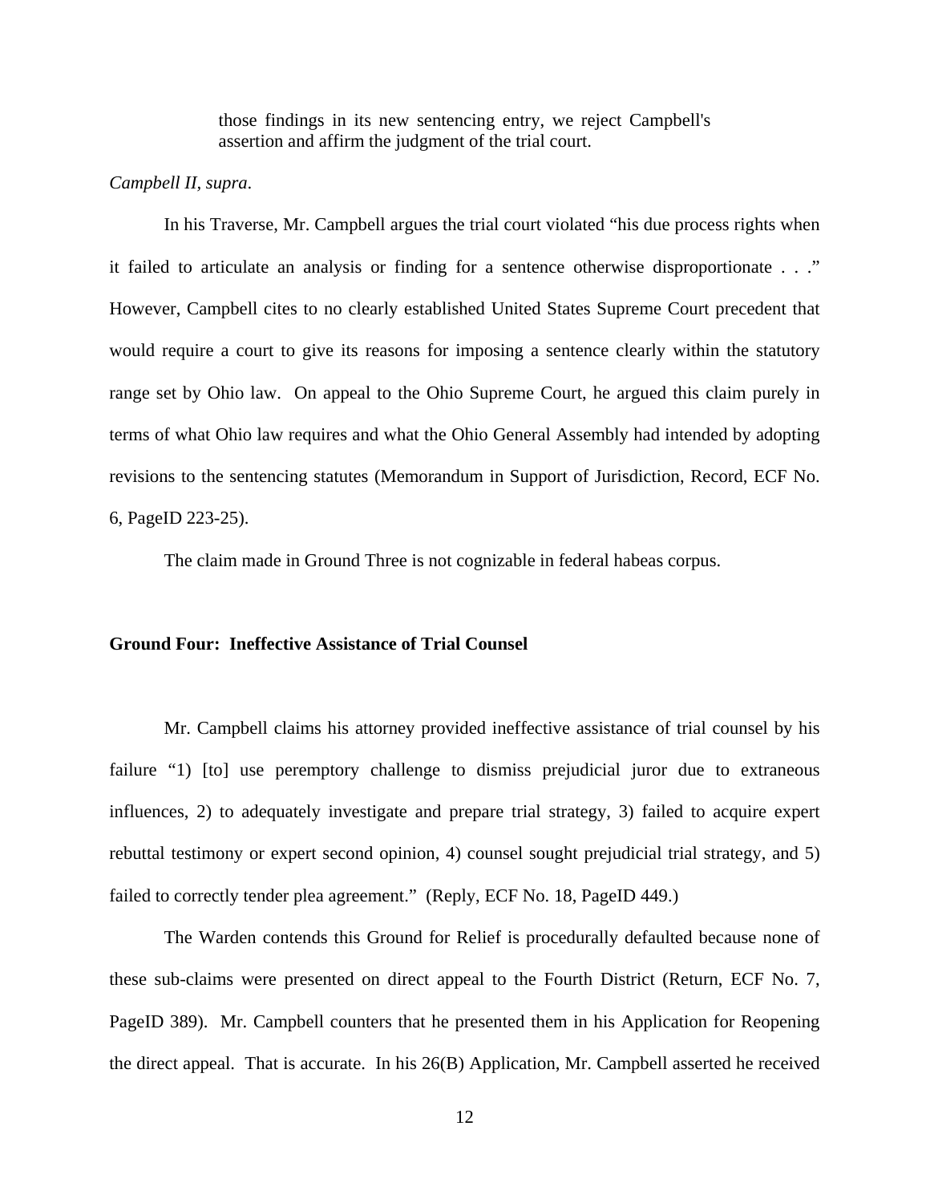> those findings in its new sentencing entry, we reject Campbell's assertion and affirm the judgment of the trial court.

*Campbell II, supra*.

In his Traverse, Mr. Campbell argues the trial court violated "his due process rights when it failed to articulate an analysis or finding for a sentence otherwise disproportionate . . ." However, Campbell cites to no clearly established United States Supreme Court precedent that would require a court to give its reasons for imposing a sentence clearly within the statutory range set by Ohio law. On appeal to the Ohio Supreme Court, he argued this claim purely in terms of what Ohio law requires and what the Ohio General Assembly had intended by adopting revisions to the sentencing statutes (Memorandum in Support of Jurisdiction, Record, ECF No. 6, PageID 223-25).

The claim made in Ground Three is not cognizable in federal habeas corpus.

**Ground Four: Ineffective Assistance of Trial Counsel**

Mr. Campbell claims his attorney provided ineffective assistance of trial counsel by his failure "1) [to] use peremptory challenge to dismiss prejudicial juror due to extraneous influences, 2) to adequately investigate and prepare trial strategy, 3) failed to acquire expert rebuttal testimony or expert second opinion, 4) counsel sought prejudicial trial strategy, and 5) failed to correctly tender plea agreement." (Reply, ECF No. 18, PageID 449.)

The Warden contends this Ground for Relief is procedurally defaulted because none of these sub-claims were presented on direct appeal to the Fourth District (Return, ECF No. 7, PageID 389). Mr. Campbell counters that he presented them in his Application for Reopening the direct appeal. That is accurate. In his 26(B) Application, Mr. Campbell asserted he received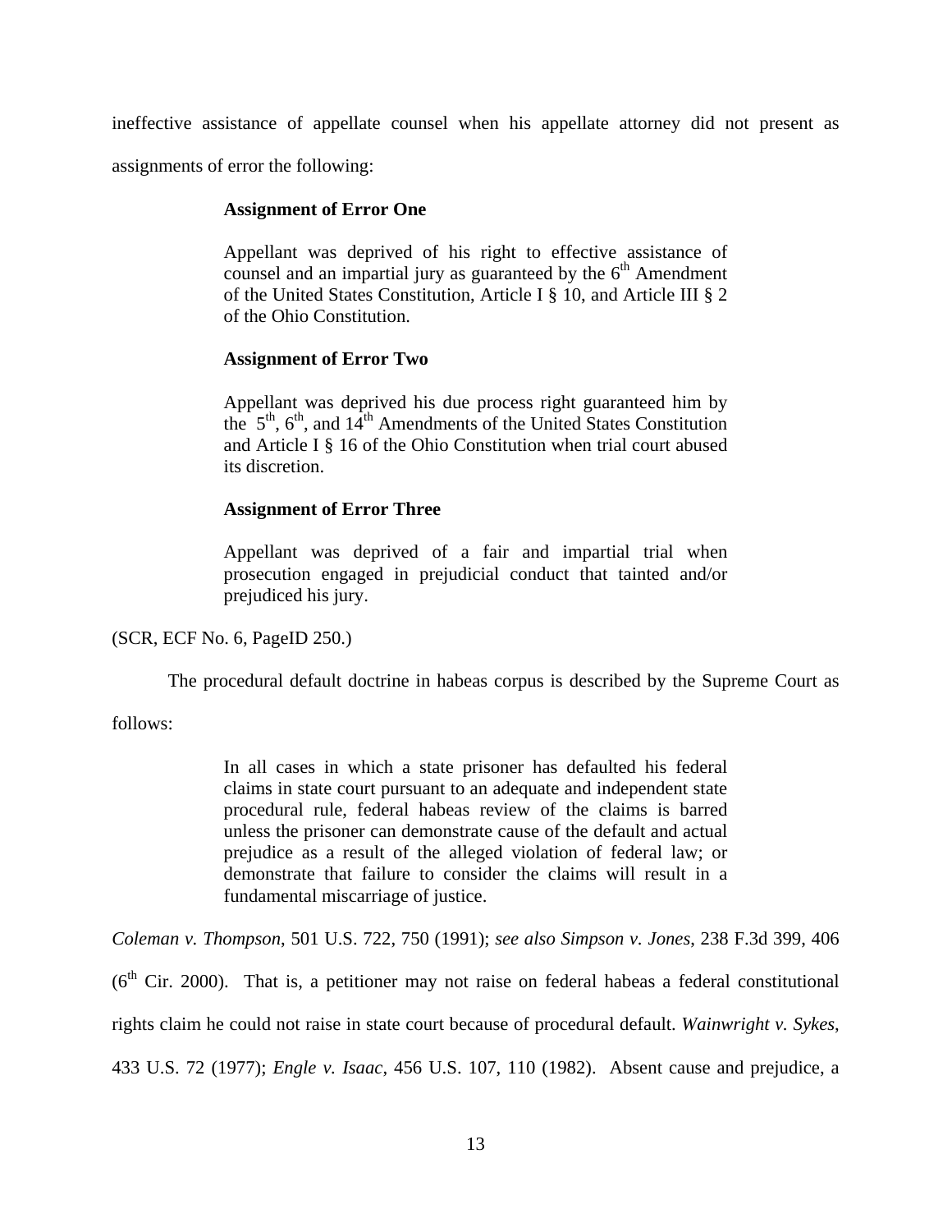ineffective assistance of appellate counsel when his appellate attorney did not present as assignments of error the following:

> **Assignment of Error One**
>
> Appellant was deprived of his right to effective assistance of counsel and an impartial jury as guaranteed by the 6th Amendment of the United States Constitution, Article I § 10, and Article III § 2 of the Ohio Constitution.
>
> **Assignment of Error Two**
>
> Appellant was deprived his due process right guaranteed him by the 5th, 6th, and 14th Amendments of the United States Constitution and Article I § 16 of the Ohio Constitution when trial court abused its discretion.
>
> **Assignment of Error Three**
>
> Appellant was deprived of a fair and impartial trial when prosecution engaged in prejudicial conduct that tainted and/or prejudiced his jury.

(SCR, ECF No. 6, PageID 250.)

The procedural default doctrine in habeas corpus is described by the Supreme Court as follows:

> In all cases in which a state prisoner has defaulted his federal claims in state court pursuant to an adequate and independent state procedural rule, federal habeas review of the claims is barred unless the prisoner can demonstrate cause of the default and actual prejudice as a result of the alleged violation of federal law; or demonstrate that failure to consider the claims will result in a fundamental miscarriage of justice.

*Coleman v. Thompson*, 501 U.S. 722, 750 (1991); *see also Simpson v. Jones*, 238 F.3d 399, 406 (6th Cir. 2000). That is, a petitioner may not raise on federal habeas a federal constitutional rights claim he could not raise in state court because of procedural default. *Wainwright v. Sykes*, 433 U.S. 72 (1977); *Engle v. Isaac*, 456 U.S. 107, 110 (1982). Absent cause and prejudice, a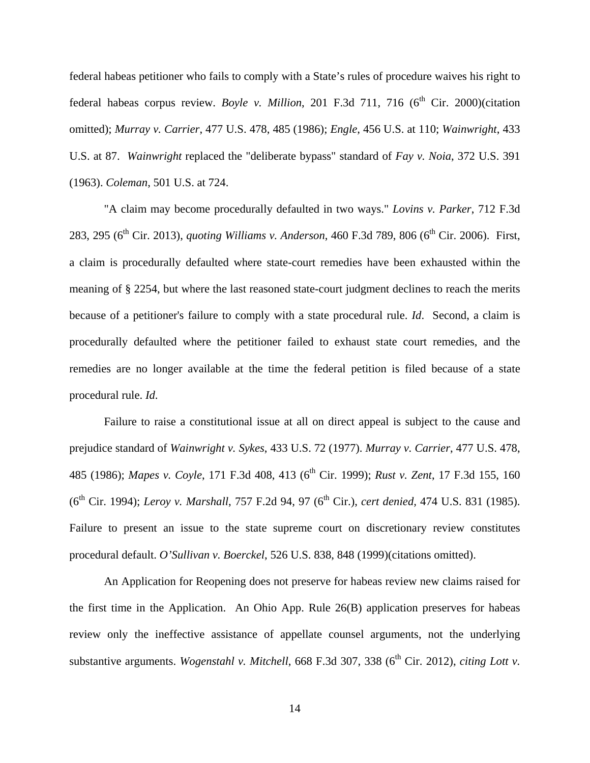federal habeas petitioner who fails to comply with a State's rules of procedure waives his right to federal habeas corpus review. *Boyle v. Million*, 201 F.3d 711, 716 (6th Cir. 2000)(citation omitted); *Murray v. Carrier*, 477 U.S. 478, 485 (1986); *Engle*, 456 U.S. at 110; *Wainwright*, 433 U.S. at 87. *Wainwright* replaced the "deliberate bypass" standard of *Fay v. Noia*, 372 U.S. 391 (1963). *Coleman*, 501 U.S. at 724.

"A claim may become procedurally defaulted in two ways." *Lovins v. Parker*, 712 F.3d 283, 295 (6th Cir. 2013), *quoting Williams v. Anderson*, 460 F.3d 789, 806 (6th Cir. 2006). First, a claim is procedurally defaulted where state-court remedies have been exhausted within the meaning of § 2254, but where the last reasoned state-court judgment declines to reach the merits because of a petitioner's failure to comply with a state procedural rule. *Id*. Second, a claim is procedurally defaulted where the petitioner failed to exhaust state court remedies, and the remedies are no longer available at the time the federal petition is filed because of a state procedural rule. *Id*.

Failure to raise a constitutional issue at all on direct appeal is subject to the cause and prejudice standard of *Wainwright v. Sykes*, 433 U.S. 72 (1977). *Murray v. Carrier*, 477 U.S. 478, 485 (1986); *Mapes v. Coyle*, 171 F.3d 408, 413 (6th Cir. 1999); *Rust v. Zent*, 17 F.3d 155, 160 (6th Cir. 1994); *Leroy v. Marshall*, 757 F.2d 94, 97 (6th Cir.), *cert denied*, 474 U.S. 831 (1985). Failure to present an issue to the state supreme court on discretionary review constitutes procedural default. *O'Sullivan v. Boerckel*, 526 U.S. 838, 848 (1999)(citations omitted).

An Application for Reopening does not preserve for habeas review new claims raised for the first time in the Application. An Ohio App. Rule 26(B) application preserves for habeas review only the ineffective assistance of appellate counsel arguments, not the underlying substantive arguments. *Wogenstahl v. Mitchell*, 668 F.3d 307, 338 (6th Cir. 2012), *citing Lott v.*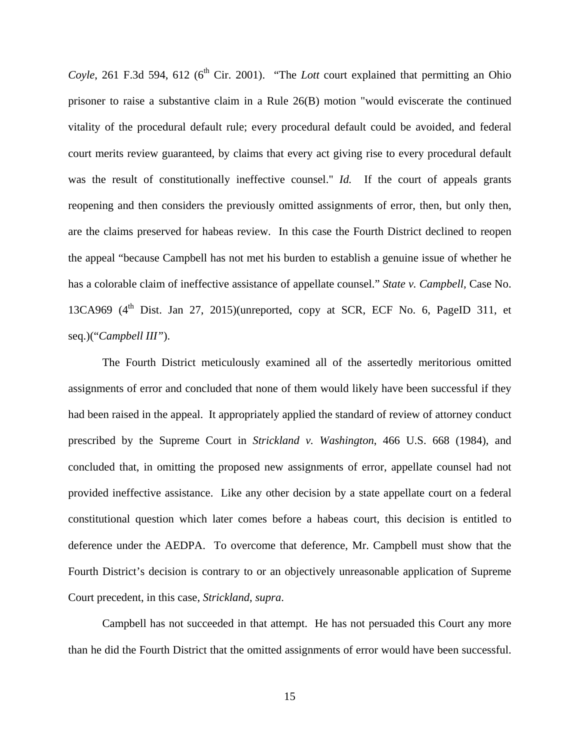*Coyle*, 261 F.3d 594, 612 (6th Cir. 2001). "The *Lott* court explained that permitting an Ohio prisoner to raise a substantive claim in a Rule 26(B) motion "would eviscerate the continued vitality of the procedural default rule; every procedural default could be avoided, and federal court merits review guaranteed, by claims that every act giving rise to every procedural default was the result of constitutionally ineffective counsel." *Id.* If the court of appeals grants reopening and then considers the previously omitted assignments of error, then, but only then, are the claims preserved for habeas review. In this case the Fourth District declined to reopen the appeal "because Campbell has not met his burden to establish a genuine issue of whether he has a colorable claim of ineffective assistance of appellate counsel." *State v. Campbell,* Case No. 13CA969 (4th Dist. Jan 27, 2015)(unreported, copy at SCR, ECF No. 6, PageID 311, et seq.)("*Campbell III*").

The Fourth District meticulously examined all of the assertedly meritorious omitted assignments of error and concluded that none of them would likely have been successful if they had been raised in the appeal. It appropriately applied the standard of review of attorney conduct prescribed by the Supreme Court in *Strickland v. Washington*, 466 U.S. 668 (1984), and concluded that, in omitting the proposed new assignments of error, appellate counsel had not provided ineffective assistance. Like any other decision by a state appellate court on a federal constitutional question which later comes before a habeas court, this decision is entitled to deference under the AEDPA. To overcome that deference, Mr. Campbell must show that the Fourth District's decision is contrary to or an objectively unreasonable application of Supreme Court precedent, in this case, *Strickland*, *supra*.

Campbell has not succeeded in that attempt. He has not persuaded this Court any more than he did the Fourth District that the omitted assignments of error would have been successful.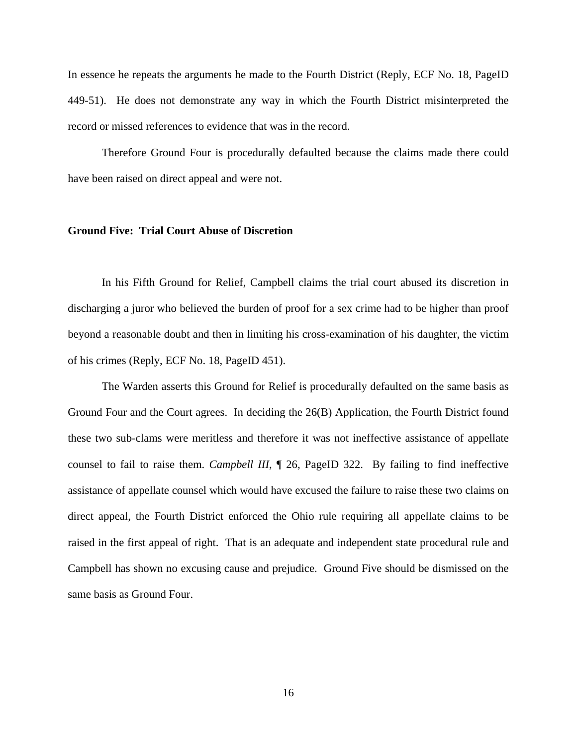In essence he repeats the arguments he made to the Fourth District (Reply, ECF No. 18, PageID 449-51). He does not demonstrate any way in which the Fourth District misinterpreted the record or missed references to evidence that was in the record.

Therefore Ground Four is procedurally defaulted because the claims made there could have been raised on direct appeal and were not.

**Ground Five: Trial Court Abuse of Discretion**

In his Fifth Ground for Relief, Campbell claims the trial court abused its discretion in discharging a juror who believed the burden of proof for a sex crime had to be higher than proof beyond a reasonable doubt and then in limiting his cross-examination of his daughter, the victim of his crimes (Reply, ECF No. 18, PageID 451).

The Warden asserts this Ground for Relief is procedurally defaulted on the same basis as Ground Four and the Court agrees. In deciding the 26(B) Application, the Fourth District found these two sub-clams were meritless and therefore it was not ineffective assistance of appellate counsel to fail to raise them. *Campbell III*, ¶ 26, PageID 322. By failing to find ineffective assistance of appellate counsel which would have excused the failure to raise these two claims on direct appeal, the Fourth District enforced the Ohio rule requiring all appellate claims to be raised in the first appeal of right. That is an adequate and independent state procedural rule and Campbell has shown no excusing cause and prejudice. Ground Five should be dismissed on the same basis as Ground Four.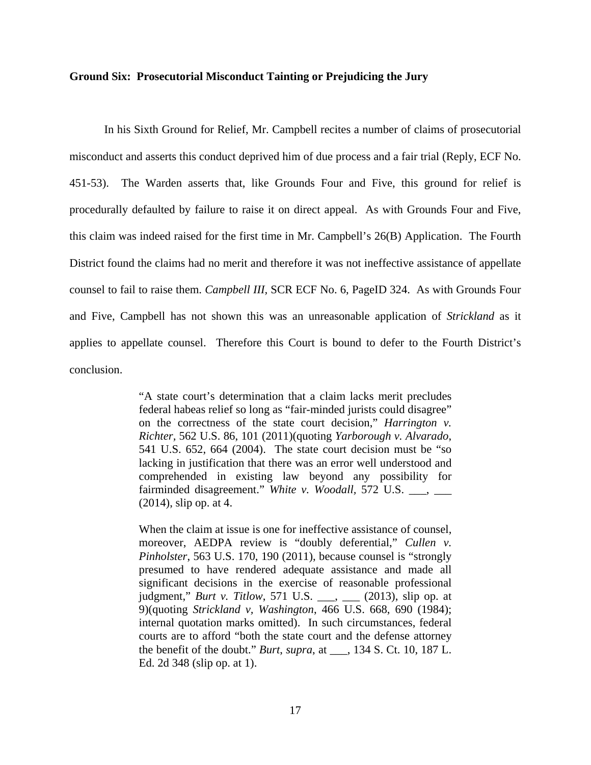**Ground Six: Prosecutorial Misconduct Tainting or Prejudicing the Jury**

In his Sixth Ground for Relief, Mr. Campbell recites a number of claims of prosecutorial misconduct and asserts this conduct deprived him of due process and a fair trial (Reply, ECF No. 451-53). The Warden asserts that, like Grounds Four and Five, this ground for relief is procedurally defaulted by failure to raise it on direct appeal. As with Grounds Four and Five, this claim was indeed raised for the first time in Mr. Campbell's 26(B) Application. The Fourth District found the claims had no merit and therefore it was not ineffective assistance of appellate counsel to fail to raise them. *Campbell III*, SCR ECF No. 6, PageID 324. As with Grounds Four and Five, Campbell has not shown this was an unreasonable application of *Strickland* as it applies to appellate counsel. Therefore this Court is bound to defer to the Fourth District's conclusion.

> "A state court's determination that a claim lacks merit precludes federal habeas relief so long as "fair-minded jurists could disagree" on the correctness of the state court decision," *Harrington v. Richter*, 562 U.S. 86, 101 (2011)(quoting *Yarborough v. Alvarado*, 541 U.S. 652, 664 (2004). The state court decision must be "so lacking in justification that there was an error well understood and comprehended in existing law beyond any possibility for fairminded disagreement." *White v. Woodall*, 572 U.S. ___, ___ (2014), slip op. at 4.
>
> When the claim at issue is one for ineffective assistance of counsel, moreover, AEDPA review is "doubly deferential," *Cullen v. Pinholster*, 563 U.S. 170, 190 (2011), because counsel is "strongly presumed to have rendered adequate assistance and made all significant decisions in the exercise of reasonable professional judgment," *Burt v. Titlow*, 571 U.S. ___, ___ (2013), slip op. at 9)(quoting *Strickland v, Washington*, 466 U.S. 668, 690 (1984); internal quotation marks omitted). In such circumstances, federal courts are to afford "both the state court and the defense attorney the benefit of the doubt." *Burt*, *supra*, at ___, 134 S. Ct. 10, 187 L. Ed. 2d 348 (slip op. at 1).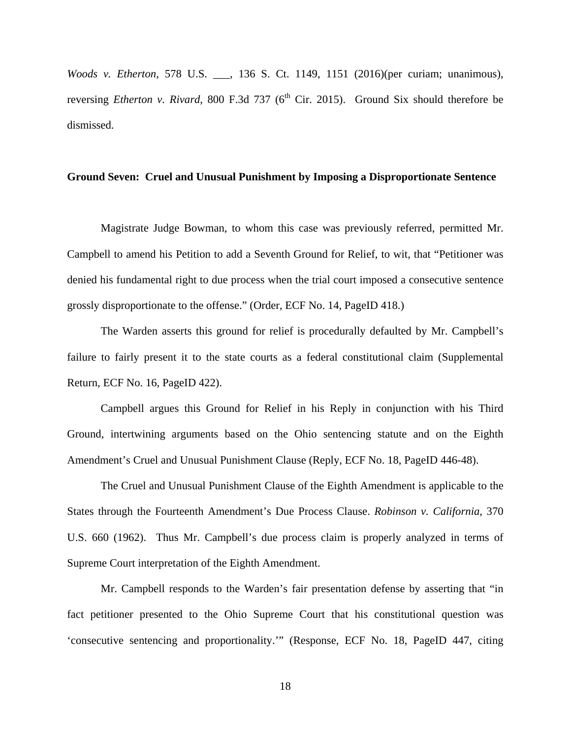*Woods v. Etherton*, 578 U.S. ___, 136 S. Ct. 1149, 1151 (2016)(per curiam; unanimous), reversing *Etherton v. Rivard*, 800 F.3d 737 (6th Cir. 2015). Ground Six should therefore be dismissed.

**Ground Seven: Cruel and Unusual Punishment by Imposing a Disproportionate Sentence**

Magistrate Judge Bowman, to whom this case was previously referred, permitted Mr. Campbell to amend his Petition to add a Seventh Ground for Relief, to wit, that "Petitioner was denied his fundamental right to due process when the trial court imposed a consecutive sentence grossly disproportionate to the offense." (Order, ECF No. 14, PageID 418.)

The Warden asserts this ground for relief is procedurally defaulted by Mr. Campbell's failure to fairly present it to the state courts as a federal constitutional claim (Supplemental Return, ECF No. 16, PageID 422).

Campbell argues this Ground for Relief in his Reply in conjunction with his Third Ground, intertwining arguments based on the Ohio sentencing statute and on the Eighth Amendment's Cruel and Unusual Punishment Clause (Reply, ECF No. 18, PageID 446-48).

The Cruel and Unusual Punishment Clause of the Eighth Amendment is applicable to the States through the Fourteenth Amendment's Due Process Clause. *Robinson v. California*, 370 U.S. 660 (1962). Thus Mr. Campbell's due process claim is properly analyzed in terms of Supreme Court interpretation of the Eighth Amendment.

Mr. Campbell responds to the Warden's fair presentation defense by asserting that "in fact petitioner presented to the Ohio Supreme Court that his constitutional question was 'consecutive sentencing and proportionality.'" (Response, ECF No. 18, PageID 447, citing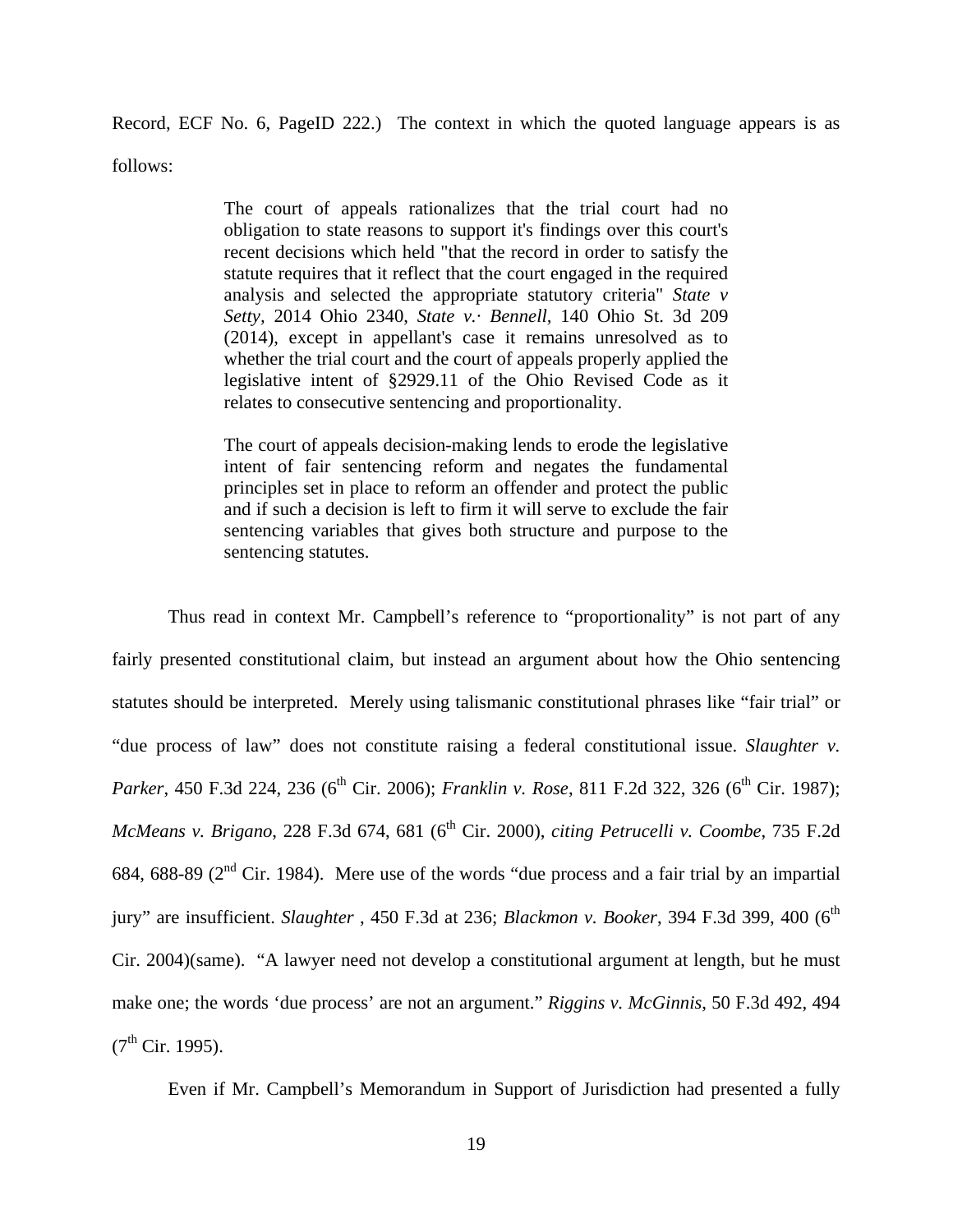Record, ECF No. 6, PageID 222.) The context in which the quoted language appears is as follows:

> The court of appeals rationalizes that the trial court had no obligation to state reasons to support it's findings over this court's recent decisions which held "that the record in order to satisfy the statute requires that it reflect that the court engaged in the required analysis and selected the appropriate statutory criteria" *State v Setty*, 2014 Ohio 2340, *State v.· Bennell*, 140 Ohio St. 3d 209 (2014), except in appellant's case it remains unresolved as to whether the trial court and the court of appeals properly applied the legislative intent of §2929.11 of the Ohio Revised Code as it relates to consecutive sentencing and proportionality.
>
> The court of appeals decision-making lends to erode the legislative intent of fair sentencing reform and negates the fundamental principles set in place to reform an offender and protect the public and if such a decision is left to firm it will serve to exclude the fair sentencing variables that gives both structure and purpose to the sentencing statutes.

Thus read in context Mr. Campbell's reference to "proportionality" is not part of any fairly presented constitutional claim, but instead an argument about how the Ohio sentencing statutes should be interpreted. Merely using talismanic constitutional phrases like "fair trial" or "due process of law" does not constitute raising a federal constitutional issue. *Slaughter v. Parker*, 450 F.3d 224, 236 (6th Cir. 2006); *Franklin v. Rose*, 811 F.2d 322, 326 (6th Cir. 1987); *McMeans v. Brigano*, 228 F.3d 674, 681 (6th Cir. 2000), *citing Petrucelli v. Coombe*, 735 F.2d 684, 688-89 (2nd Cir. 1984). Mere use of the words "due process and a fair trial by an impartial jury" are insufficient. *Slaughter* , 450 F.3d at 236; *Blackmon v. Booker*, 394 F.3d 399, 400 (6th Cir. 2004)(same). "A lawyer need not develop a constitutional argument at length, but he must make one; the words 'due process' are not an argument." *Riggins v. McGinnis*, 50 F.3d 492, 494 (7th Cir. 1995).

Even if Mr. Campbell's Memorandum in Support of Jurisdiction had presented a fully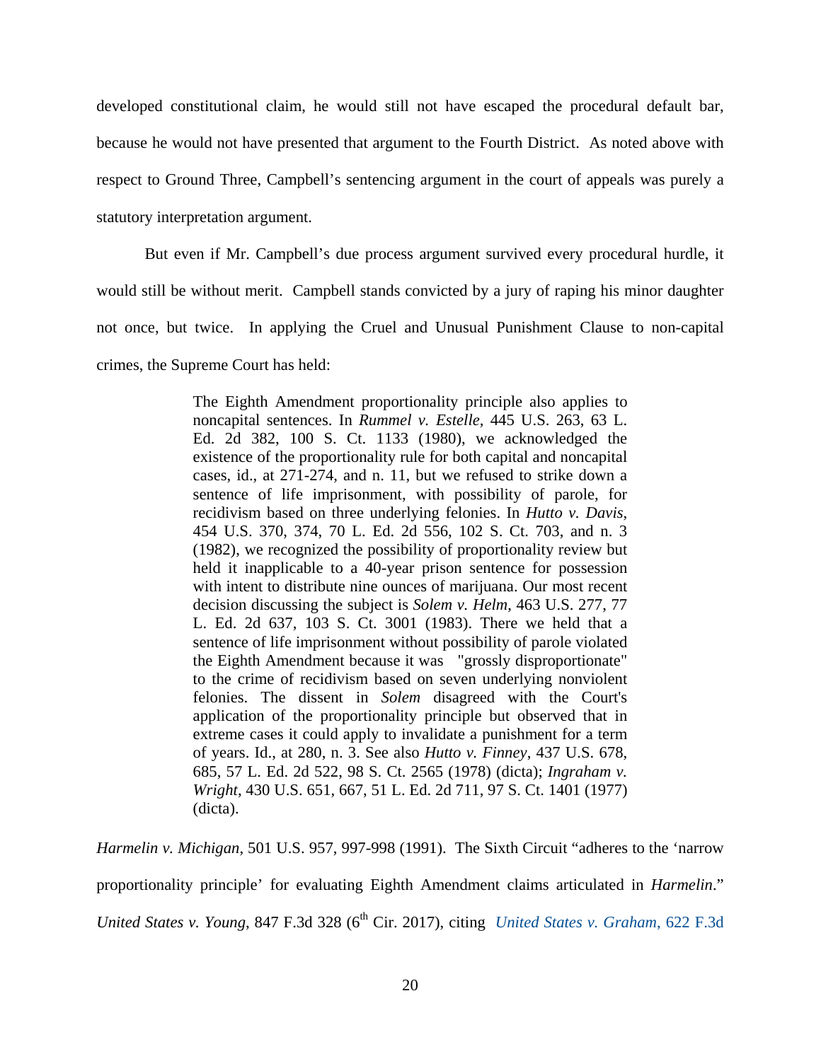developed constitutional claim, he would still not have escaped the procedural default bar, because he would not have presented that argument to the Fourth District. As noted above with respect to Ground Three, Campbell's sentencing argument in the court of appeals was purely a statutory interpretation argument.

But even if Mr. Campbell's due process argument survived every procedural hurdle, it would still be without merit. Campbell stands convicted by a jury of raping his minor daughter not once, but twice. In applying the Cruel and Unusual Punishment Clause to non-capital crimes, the Supreme Court has held:

> The Eighth Amendment proportionality principle also applies to noncapital sentences. In *Rummel v. Estelle*, 445 U.S. 263, 63 L. Ed. 2d 382, 100 S. Ct. 1133 (1980), we acknowledged the existence of the proportionality rule for both capital and noncapital cases, id., at 271-274, and n. 11, but we refused to strike down a sentence of life imprisonment, with possibility of parole, for recidivism based on three underlying felonies. In *Hutto v. Davis*, 454 U.S. 370, 374, 70 L. Ed. 2d 556, 102 S. Ct. 703, and n. 3 (1982), we recognized the possibility of proportionality review but held it inapplicable to a 40-year prison sentence for possession with intent to distribute nine ounces of marijuana. Our most recent decision discussing the subject is *Solem v. Helm*, 463 U.S. 277, 77 L. Ed. 2d 637, 103 S. Ct. 3001 (1983). There we held that a sentence of life imprisonment without possibility of parole violated the Eighth Amendment because it was "grossly disproportionate" to the crime of recidivism based on seven underlying nonviolent felonies. The dissent in *Solem* disagreed with the Court's application of the proportionality principle but observed that in extreme cases it could apply to invalidate a punishment for a term of years. Id., at 280, n. 3. See also *Hutto v. Finney*, 437 U.S. 678, 685, 57 L. Ed. 2d 522, 98 S. Ct. 2565 (1978) (dicta); *Ingraham v. Wright*, 430 U.S. 651, 667, 51 L. Ed. 2d 711, 97 S. Ct. 1401 (1977) (dicta).

*Harmelin v. Michigan*, 501 U.S. 957, 997-998 (1991). The Sixth Circuit "adheres to the 'narrow proportionality principle' for evaluating Eighth Amendment claims articulated in *Harmelin*." *United States v. Young*, 847 F.3d 328 (6th Cir. 2017), citing *United States v. Graham*, 622 F.3d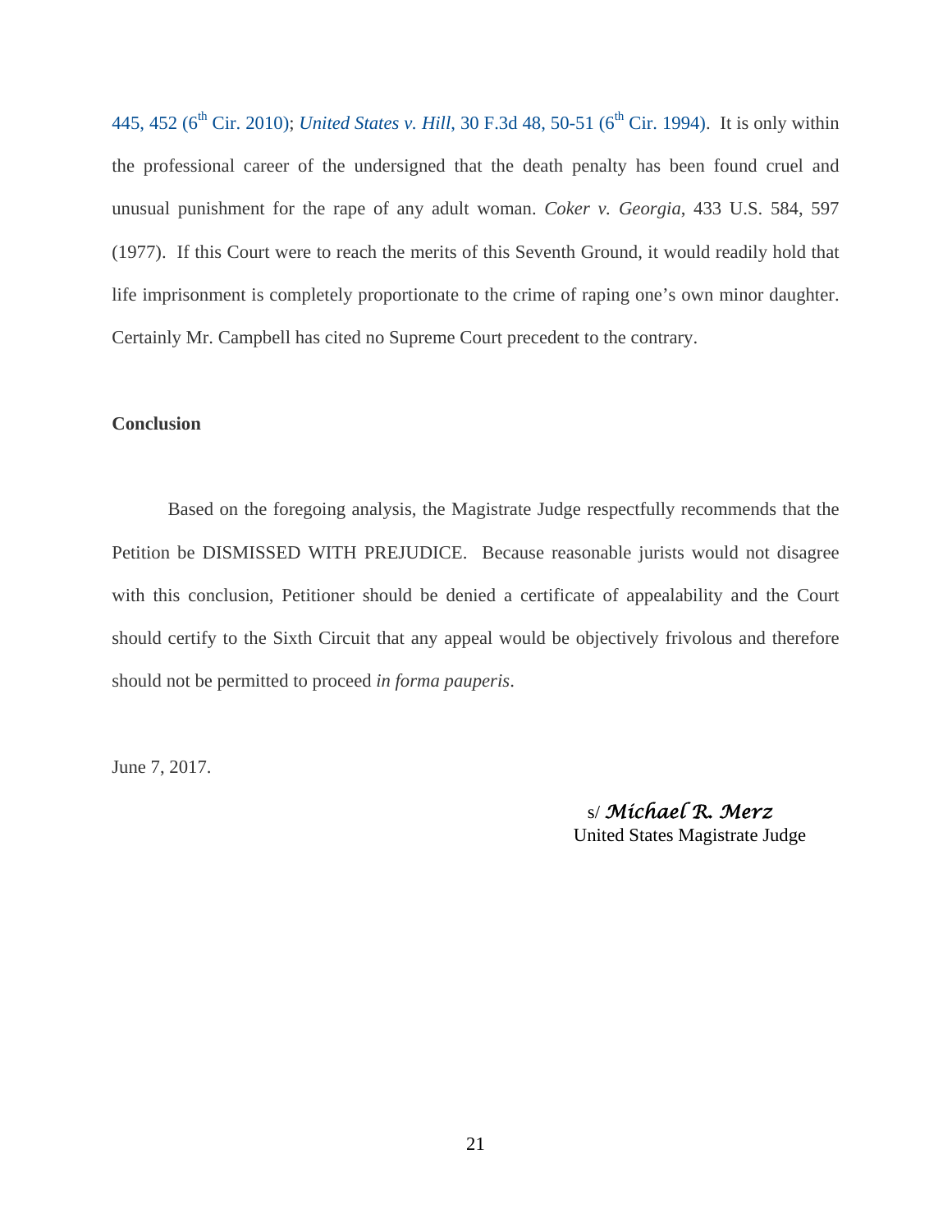445, 452 (6th Cir. 2010); *United States v. Hill*, 30 F.3d 48, 50-51 (6th Cir. 1994). It is only within the professional career of the undersigned that the death penalty has been found cruel and unusual punishment for the rape of any adult woman. *Coker v. Georgia*, 433 U.S. 584, 597 (1977). If this Court were to reach the merits of this Seventh Ground, it would readily hold that life imprisonment is completely proportionate to the crime of raping one's own minor daughter. Certainly Mr. Campbell has cited no Supreme Court precedent to the contrary.

**Conclusion**

Based on the foregoing analysis, the Magistrate Judge respectfully recommends that the Petition be DISMISSED WITH PREJUDICE. Because reasonable jurists would not disagree with this conclusion, Petitioner should be denied a certificate of appealability and the Court should certify to the Sixth Circuit that any appeal would be objectively frivolous and therefore should not be permitted to proceed *in forma pauperis*.

June 7, 2017.

s/ *Michael R. Merz*
United States Magistrate Judge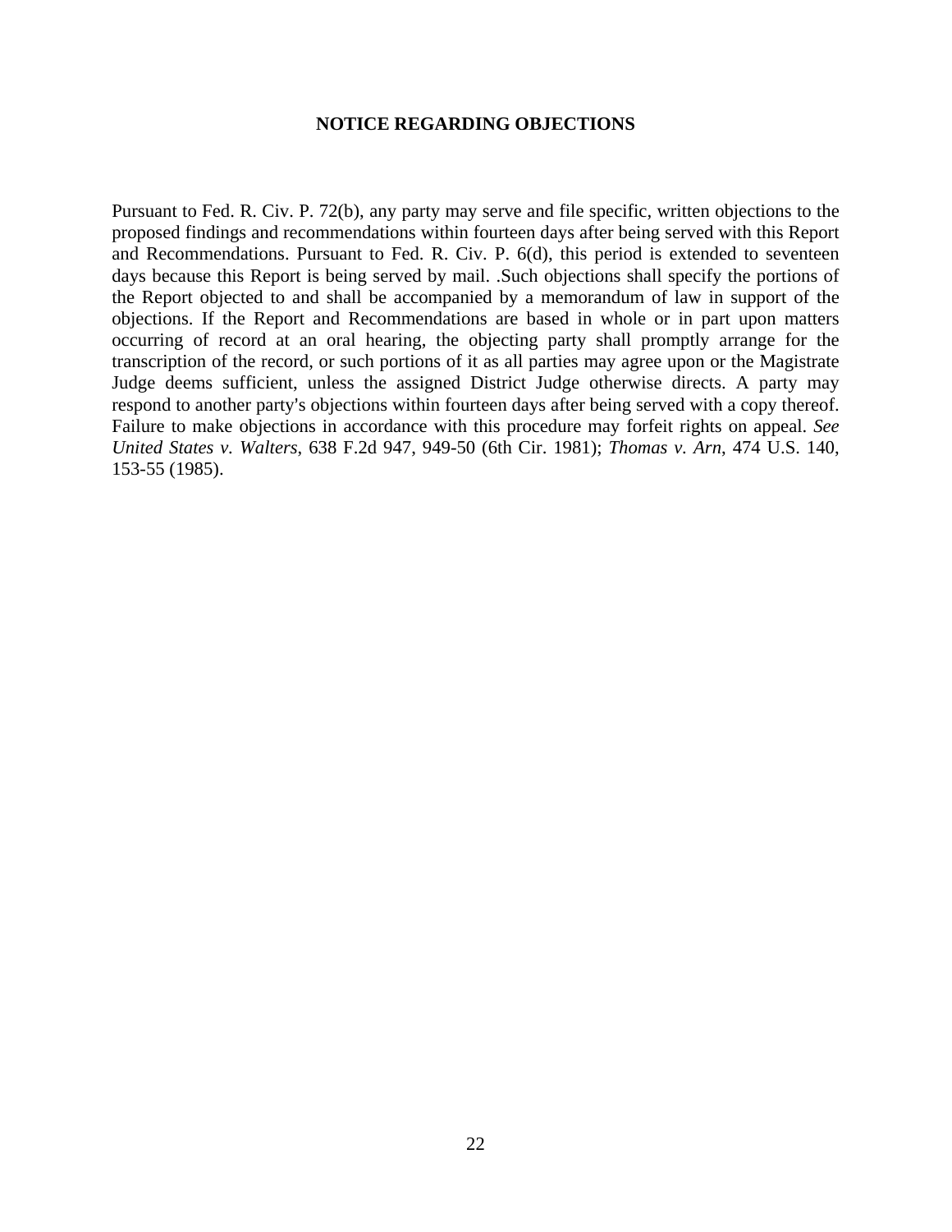**NOTICE REGARDING OBJECTIONS**

Pursuant to Fed. R. Civ. P. 72(b), any party may serve and file specific, written objections to the proposed findings and recommendations within fourteen days after being served with this Report and Recommendations. Pursuant to Fed. R. Civ. P. 6(d), this period is extended to seventeen days because this Report is being served by mail. .Such objections shall specify the portions of the Report objected to and shall be accompanied by a memorandum of law in support of the objections. If the Report and Recommendations are based in whole or in part upon matters occurring of record at an oral hearing, the objecting party shall promptly arrange for the transcription of the record, or such portions of it as all parties may agree upon or the Magistrate Judge deems sufficient, unless the assigned District Judge otherwise directs. A party may respond to another party's objections within fourteen days after being served with a copy thereof. Failure to make objections in accordance with this procedure may forfeit rights on appeal. *See United States v. Walters*, 638 F.2d 947, 949-50 (6th Cir. 1981); *Thomas v. Arn*, 474 U.S. 140, 153-55 (1985).